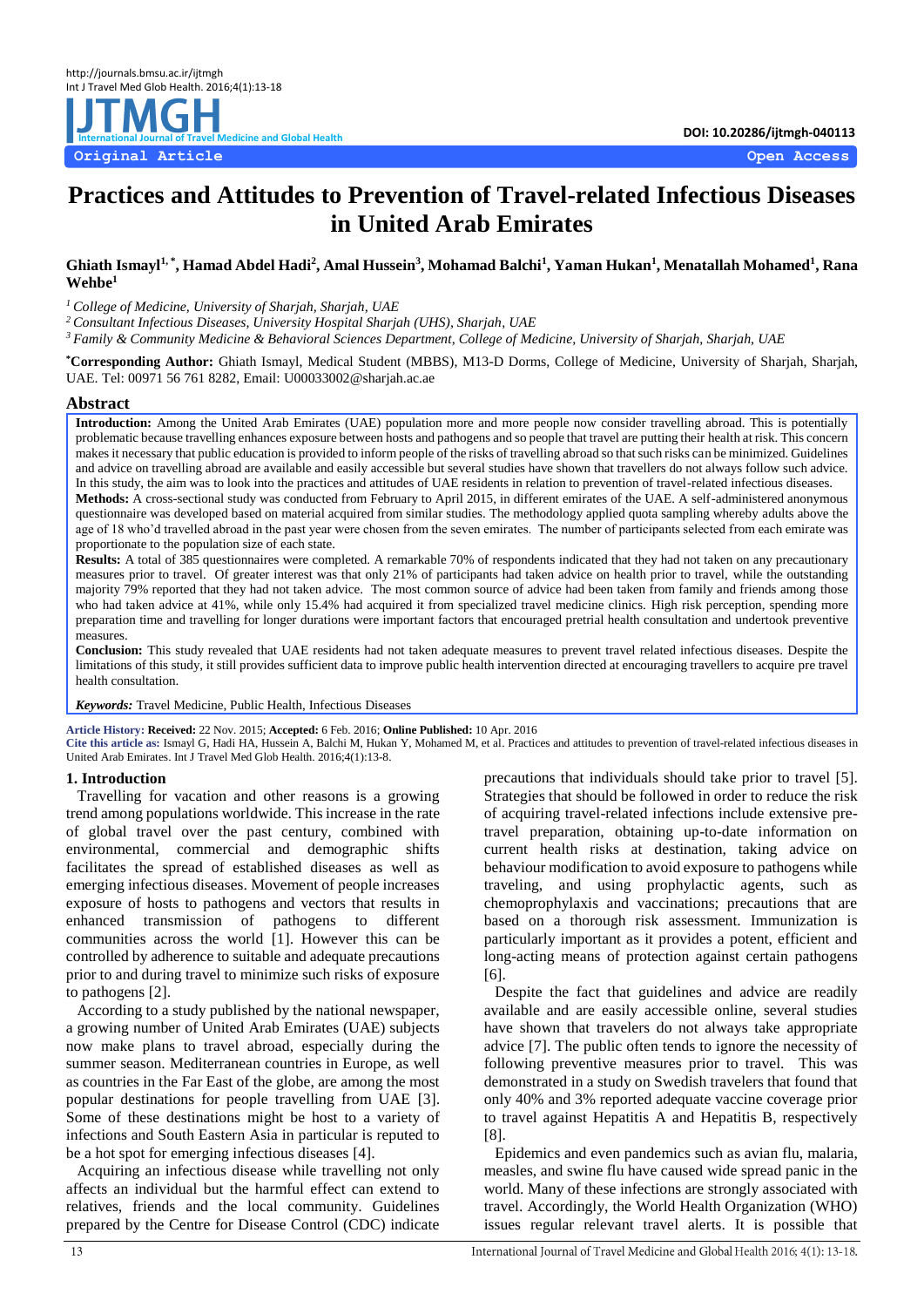Original Article

Open Access

# Practices and Attitudes to Prevention of Travel-related Infectious Diseases in United Arab Emirates

**Ghiath Ismayl[1,*], Hamad Abdel Hadi[2], Amal Hussein[3], Mohamad Balchi[1], Yaman Hukan[1], Menatallah Mohamed[1], Rana Wehbe[1]**

[1] *College of Medicine, University of Sharjah, Sharjah, UAE*

[2] *Consultant Infectious Diseases, University Hospital Sharjah (UHS), Sharjah, UAE*

[3] *Family & Community Medicine & Behavioral Sciences Department, College of Medicine, University of Sharjah, Sharjah, UAE*

[*]**Corresponding Author:** Ghiath Ismayl, Medical Student (MBBS), M13-D Dorms, College of Medicine, University of Sharjah, Sharjah, UAE. Tel: 00971 56 761 8282, Email: U00033002@sharjah.ac.ae

## Abstract

**Introduction:** Among the United Arab Emirates (UAE) population more and more people now consider travelling abroad. This is potentially problematic because travelling enhances exposure between hosts and pathogens and so people that travel are putting their health at risk. This concern makes it necessary that public education is provided to inform people of the risks of travelling abroad so that such risks can be minimized. Guidelines and advice on travelling abroad are available and easily accessible but several studies have shown that travellers do not always follow such advice. In this study, the aim was to look into the practices and attitudes of UAE residents in relation to prevention of travel-related infectious diseases.

**Methods:** A cross-sectional study was conducted from February to April 2015, in different emirates of the UAE. A self-administered anonymous questionnaire was developed based on material acquired from similar studies. The methodology applied quota sampling whereby adults above the age of 18 who'd travelled abroad in the past year were chosen from the seven emirates. The number of participants selected from each emirate was proportionate to the population size of each state.

**Results:** A total of 385 questionnaires were completed. A remarkable 70% of respondents indicated that they had not taken on any precautionary measures prior to travel. Of greater interest was that only 21% of participants had taken advice on health prior to travel, while the outstanding majority 79% reported that they had not taken advice. The most common source of advice had been taken from family and friends among those who had taken advice at 41%, while only 15.4% had acquired it from specialized travel medicine clinics. High risk perception, spending more preparation time and travelling for longer durations were important factors that encouraged pretrial health consultation and undertook preventive measures.

**Conclusion:** This study revealed that UAE residents had not taken adequate measures to prevent travel related infectious diseases. Despite the limitations of this study, it still provides sufficient data to improve public health intervention directed at encouraging travellers to acquire pre travel health consultation.

***Keywords:*** Travel Medicine, Public Health, Infectious Diseases

**Article History: Received:** 22 Nov. 2015; **Accepted:** 6 Feb. 2016; **Online Published:** 10 Apr. 2016

**Cite this article as:** Ismayl G, Hadi HA, Hussein A, Balchi M, Hukan Y, Mohamed M, et al. Practices and attitudes to prevention of travel-related infectious diseases in United Arab Emirates. Int J Travel Med Glob Health. 2016;4(1):13-8.

## 1. Introduction

Travelling for vacation and other reasons is a growing trend among populations worldwide. This increase in the rate of global travel over the past century, combined with environmental, commercial and demographic shifts facilitates the spread of established diseases as well as emerging infectious diseases. Movement of people increases exposure of hosts to pathogens and vectors that results in enhanced transmission of pathogens to different communities across the world [1]. However this can be controlled by adherence to suitable and adequate precautions prior to and during travel to minimize such risks of exposure to pathogens [2].

According to a study published by the national newspaper, a growing number of United Arab Emirates (UAE) subjects now make plans to travel abroad, especially during the summer season. Mediterranean countries in Europe, as well as countries in the Far East of the globe, are among the most popular destinations for people travelling from UAE [3]. Some of these destinations might be host to a variety of infections and South Eastern Asia in particular is reputed to be a hot spot for emerging infectious diseases [4].

Acquiring an infectious disease while travelling not only affects an individual but the harmful effect can extend to relatives, friends and the local community. Guidelines prepared by the Centre for Disease Control (CDC) indicate precautions that individuals should take prior to travel [5]. Strategies that should be followed in order to reduce the risk of acquiring travel-related infections include extensive pre-travel preparation, obtaining up-to-date information on current health risks at destination, taking advice on behaviour modification to avoid exposure to pathogens while traveling, and using prophylactic agents, such as chemoprophylaxis and vaccinations; precautions that are based on a thorough risk assessment. Immunization is particularly important as it provides a potent, efficient and long-acting means of protection against certain pathogens [6].

Despite the fact that guidelines and advice are readily available and are easily accessible online, several studies have shown that travelers do not always take appropriate advice [7]. The public often tends to ignore the necessity of following preventive measures prior to travel. This was demonstrated in a study on Swedish travelers that found that only 40% and 3% reported adequate vaccine coverage prior to travel against Hepatitis A and Hepatitis B, respectively [8].

Epidemics and even pandemics such as avian flu, malaria, measles, and swine flu have caused wide spread panic in the world. Many of these infections are strongly associated with travel. Accordingly, the World Health Organization (WHO) issues regular relevant travel alerts. It is possible that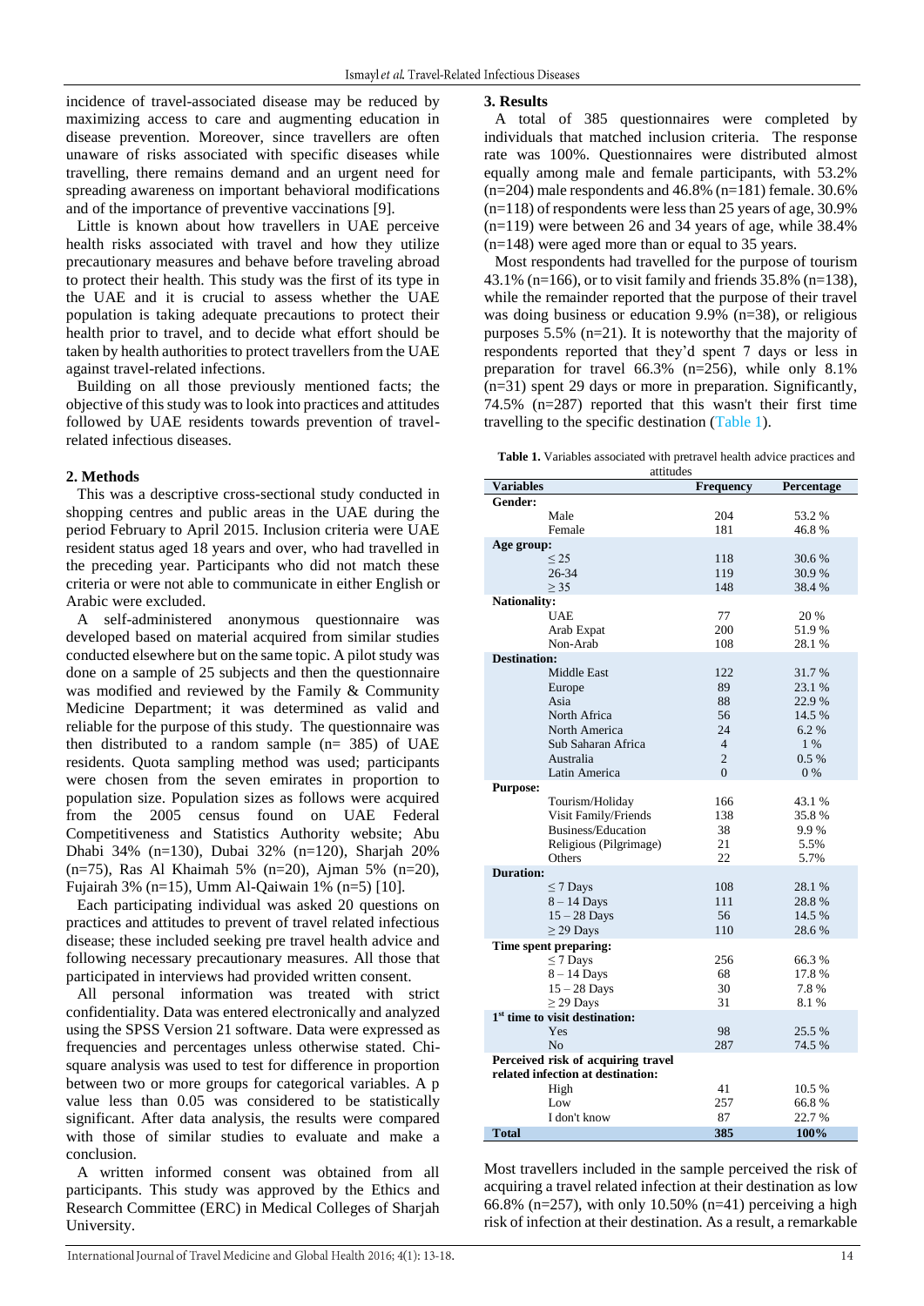incidence of travel-associated disease may be reduced by maximizing access to care and augmenting education in disease prevention. Moreover, since travellers are often unaware of risks associated with specific diseases while travelling, there remains demand and an urgent need for spreading awareness on important behavioral modifications and of the importance of preventive vaccinations [9].

Little is known about how travellers in UAE perceive health risks associated with travel and how they utilize precautionary measures and behave before traveling abroad to protect their health. This study was the first of its type in the UAE and it is crucial to assess whether the UAE population is taking adequate precautions to protect their health prior to travel, and to decide what effort should be taken by health authorities to protect travellers from the UAE against travel-related infections.

Building on all those previously mentioned facts; the objective of this study was to look into practices and attitudes followed by UAE residents towards prevention of travel-related infectious diseases.

## 2. Methods

This was a descriptive cross-sectional study conducted in shopping centres and public areas in the UAE during the period February to April 2015. Inclusion criteria were UAE resident status aged 18 years and over, who had travelled in the preceding year. Participants who did not match these criteria or were not able to communicate in either English or Arabic were excluded.

A self-administered anonymous questionnaire was developed based on material acquired from similar studies conducted elsewhere but on the same topic. A pilot study was done on a sample of 25 subjects and then the questionnaire was modified and reviewed by the Family & Community Medicine Department; it was determined as valid and reliable for the purpose of this study. The questionnaire was then distributed to a random sample (n= 385) of UAE residents. Quota sampling method was used; participants were chosen from the seven emirates in proportion to population size. Population sizes as follows were acquired from the 2005 census found on UAE Federal Competitiveness and Statistics Authority website; Abu Dhabi 34% (n=130), Dubai 32% (n=120), Sharjah 20% (n=75), Ras Al Khaimah 5% (n=20), Ajman 5% (n=20), Fujairah 3% (n=15), Umm Al-Qaiwain 1% (n=5) [10].

Each participating individual was asked 20 questions on practices and attitudes to prevent of travel related infectious disease; these included seeking pre travel health advice and following necessary precautionary measures. All those that participated in interviews had provided written consent.

All personal information was treated with strict confidentiality. Data was entered electronically and analyzed using the SPSS Version 21 software. Data were expressed as frequencies and percentages unless otherwise stated. Chi-square analysis was used to test for difference in proportion between two or more groups for categorical variables. A p value less than 0.05 was considered to be statistically significant. After data analysis, the results were compared with those of similar studies to evaluate and make a conclusion.

A written informed consent was obtained from all participants. This study was approved by the Ethics and Research Committee (ERC) in Medical Colleges of Sharjah University.

## 3. Results

A total of 385 questionnaires were completed by individuals that matched inclusion criteria. The response rate was 100%. Questionnaires were distributed almost equally among male and female participants, with 53.2% (n=204) male respondents and 46.8% (n=181) female. 30.6% (n=118) of respondents were less than 25 years of age, 30.9% (n=119) were between 26 and 34 years of age, while 38.4% (n=148) were aged more than or equal to 35 years.

Most respondents had travelled for the purpose of tourism 43.1% (n=166), or to visit family and friends 35.8% (n=138), while the remainder reported that the purpose of their travel was doing business or education 9.9% (n=38), or religious purposes 5.5% (n=21). It is noteworthy that the majority of respondents reported that they'd spent 7 days or less in preparation for travel 66.3% (n=256), while only 8.1% (n=31) spent 29 days or more in preparation. Significantly, 74.5% (n=287) reported that this wasn't their first time travelling to the specific destination (Table 1).

**Table 1.** Variables associated with pretravel health advice practices and attitudes

| Variables | Frequency | Percentage |
|---|---|---|
| **Gender:** | | |
| Male | 204 | 53.2 % |
| Female | 181 | 46.8 % |
| **Age group:** | | |
| ≤ 25 | 118 | 30.6 % |
| 26-34 | 119 | 30.9 % |
| ≥ 35 | 148 | 38.4 % |
| **Nationality:** | | |
| UAE | 77 | 20 % |
| Arab Expat | 200 | 51.9 % |
| Non-Arab | 108 | 28.1 % |
| **Destination:** | | |
| Middle East | 122 | 31.7 % |
| Europe | 89 | 23.1 % |
| Asia | 88 | 22.9 % |
| North Africa | 56 | 14.5 % |
| North America | 24 | 6.2 % |
| Sub Saharan Africa | 4 | 1 % |
| Australia | 2 | 0.5 % |
| Latin America | 0 | 0 % |
| **Purpose:** | | |
| Tourism/Holiday | 166 | 43.1 % |
| Visit Family/Friends | 138 | 35.8 % |
| Business/Education | 38 | 9.9 % |
| Religious (Pilgrimage) | 21 | 5.5% |
| Others | 22 | 5.7% |
| **Duration:** | | |
| ≤ 7 Days | 108 | 28.1 % |
| 8 – 14 Days | 111 | 28.8 % |
| 15 – 28 Days | 56 | 14.5 % |
| ≥ 29 Days | 110 | 28.6 % |
| **Time spent preparing:** | | |
| ≤ 7 Days | 256 | 66.3 % |
| 8 – 14 Days | 68 | 17.8 % |
| 15 – 28 Days | 30 | 7.8 % |
| ≥ 29 Days | 31 | 8.1 % |
| **1st time to visit destination:** | | |
| Yes | 98 | 25.5 % |
| No | 287 | 74.5 % |
| **Perceived risk of acquiring travel related infection at destination:** | | |
| High | 41 | 10.5 % |
| Low | 257 | 66.8 % |
| I don't know | 87 | 22.7 % |
| **Total** | **385** | **100%** |

Most travellers included in the sample perceived the risk of acquiring a travel related infection at their destination as low 66.8% (n=257), with only 10.50% (n=41) perceiving a high risk of infection at their destination. As a result, a remarkable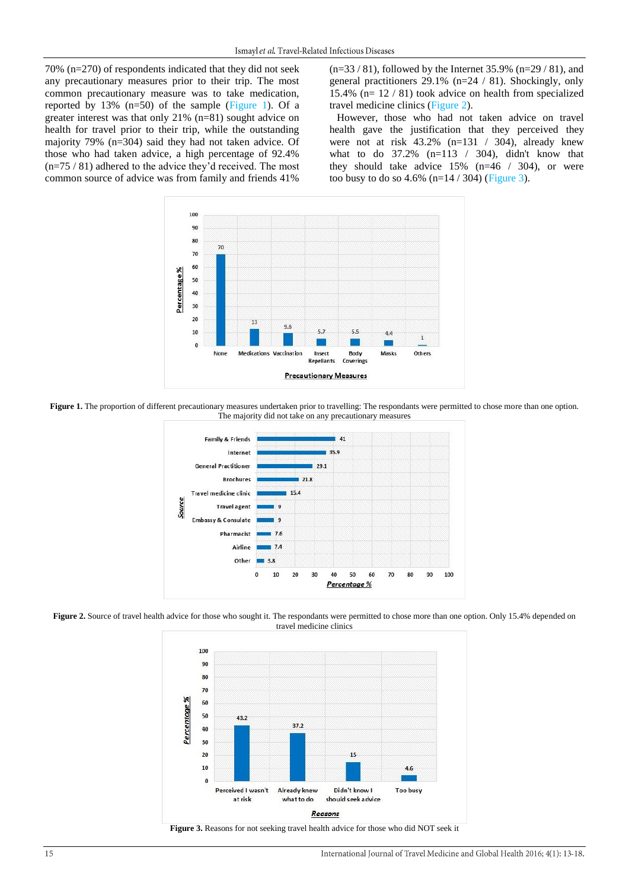70% (n=270) of respondents indicated that they did not seek any precautionary measures prior to their trip. The most common precautionary measure was to take medication, reported by 13% (n=50) of the sample (Figure 1). Of a greater interest was that only 21% (n=81) sought advice on health for travel prior to their trip, while the outstanding majority 79% (n=304) said they had not taken advice. Of those who had taken advice, a high percentage of 92.4% (n=75 / 81) adhered to the advice they'd received. The most common source of advice was from family and friends 41% (n=33 / 81), followed by the Internet 35.9% (n=29 / 81), and general practitioners 29.1% (n=24 / 81). Shockingly, only 15.4% (n= 12 / 81) took advice on health from specialized travel medicine clinics (Figure 2).

However, those who had not taken advice on travel health gave the justification that they perceived they were not at risk 43.2% (n=131 / 304), already knew what to do 37.2% (n=113 / 304), didn't know that they should take advice 15% (n=46 / 304), or were too busy to do so 4.6% (n=14 / 304) (Figure 3).

**Figure 1.** The proportion of different precautionary measures undertaken prior to travelling: The respondants were permitted to chose more than one option. The majority did not take on any precautionary measures

**Figure 2.** Source of travel health advice for those who sought it. The respondants were permitted to chose more than one option. Only 15.4% depended on travel medicine clinics

**Figure 3.** Reasons for not seeking travel health advice for those who did NOT seek it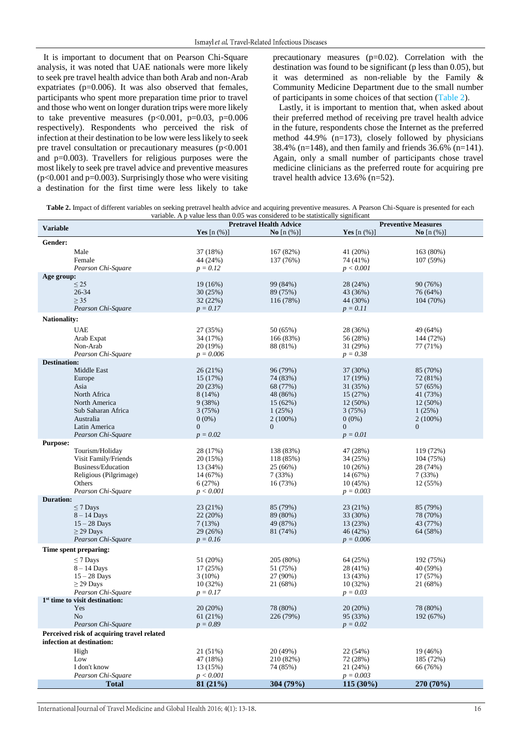It is important to document that on Pearson Chi-Square analysis, it was noted that UAE nationals were more likely to seek pre travel health advice than both Arab and non-Arab expatriates ($p=0.006$). It was also observed that females, participants who spent more preparation time prior to travel and those who went on longer duration trips were more likely to take preventive measures ($p<0.001$, $p=0.03$, $p=0.006$ respectively). Respondents who perceived the risk of infection at their destination to be low were less likely to seek pre travel consultation or precautionary measures ($p<0.001$ and $p=0.003$). Travellers for religious purposes were the most likely to seek pre travel advice and preventive measures ($p<0.001$ and $p=0.003$). Surprisingly those who were visiting a destination for the first time were less likely to take precautionary measures ($p=0.02$). Correlation with the destination was found to be significant (p less than 0.05), but it was determined as non-reliable by the Family & Community Medicine Department due to the small number of participants in some choices of that section (Table 2).

Lastly, it is important to mention that, when asked about their preferred method of receiving pre travel health advice in the future, respondents chose the Internet as the preferred method 44.9% (n=173), closely followed by physicians 38.4% (n=148), and then family and friends 36.6% (n=141). Again, only a small number of participants chose travel medicine clinicians as the preferred route for acquiring pre travel health advice 13.6% (n=52).

**Table 2.** Impact of different variables on seeking pretravel health advice and acquiring preventive measures. A Pearson Chi-Square is presented for each variable. A p value less than 0.05 was considered to be statistically significant

| Variable | Pretravel Health Advice | | Preventive Measures | |
|---|---|---|---|---|
| | **Yes** [n (%)] | **No** [n (%)] | **Yes** [n (%)] | **No** [n (%)] |
| **Gender:** | | | | |
| Male | 37 (18%) | 167 (82%) | 41 (20%) | 163 (80%) |
| Female | 44 (24%) | 137 (76%) | 74 (41%) | 107 (59%) |
| *Pearson Chi-Square* | *p = 0.12* | | *p < 0.001* | |
| **Age group:** | | | | |
| ≤ 25 | 19 (16%) | 99 (84%) | 28 (24%) | 90 (76%) |
| 26-34 | 30 (25%) | 89 (75%) | 43 (36%) | 76 (64%) |
| ≥ 35 | 32 (22%) | 116 (78%) | 44 (30%) | 104 (70%) |
| *Pearson Chi-Square* | *p = 0.17* | | *p = 0.11* | |
| **Nationality:** | | | | |
| UAE | 27 (35%) | 50 (65%) | 28 (36%) | 49 (64%) |
| Arab Expat | 34 (17%) | 166 (83%) | 56 (28%) | 144 (72%) |
| Non-Arab | 20 (19%) | 88 (81%) | 31 (29%) | 77 (71%) |
| *Pearson Chi-Square* | *p = 0.006* | | *p = 0.38* | |
| **Destination:** | | | | |
| Middle East | 26 (21%) | 96 (79%) | 37 (30%) | 85 (70%) |
| Europe | 15 (17%) | 74 (83%) | 17 (19%) | 72 (81%) |
| Asia | 20 (23%) | 68 (77%) | 31 (35%) | 57 (65%) |
| North Africa | 8 (14%) | 48 (86%) | 15 (27%) | 41 (73%) |
| North America | 9 (38%) | 15 (62%) | 12 (50%) | 12 (50%) |
| Sub Saharan Africa | 3 (75%) | 1 (25%) | 3 (75%) | 1 (25%) |
| Australia | 0 (0%) | 2 (100%) | 0 (0%) | 2 (100%) |
| Latin America | 0 | 0 | 0 | 0 |
| *Pearson Chi-Square* | *p = 0.02* | | *p = 0.01* | |
| **Purpose:** | | | | |
| Tourism/Holiday | 28 (17%) | 138 (83%) | 47 (28%) | 119 (72%) |
| Visit Family/Friends | 20 (15%) | 118 (85%) | 34 (25%) | 104 (75%) |
| Business/Education | 13 (34%) | 25 (66%) | 10 (26%) | 28 (74%) |
| Religious (Pilgrimage) | 14 (67%) | 7 (33%) | 14 (67%) | 7 (33%) |
| Others | 6 (27%) | 16 (73%) | 10 (45%) | 12 (55%) |
| *Pearson Chi-Square* | *p < 0.001* | | *p = 0.003* | |
| **Duration:** | | | | |
| ≤ 7 Days | 23 (21%) | 85 (79%) | 23 (21%) | 85 (79%) |
| 8 – 14 Days | 22 (20%) | 89 (80%) | 33 (30%) | 78 (70%) |
| 15 – 28 Days | 7 (13%) | 49 (87%) | 13 (23%) | 43 (77%) |
| ≥ 29 Days | 29 (26%) | 81 (74%) | 46 (42%) | 64 (58%) |
| *Pearson Chi-Square* | *p = 0.16* | | *p = 0.006* | |
| **Time spent preparing:** | | | | |
| ≤ 7 Days | 51 (20%) | 205 (80%) | 64 (25%) | 192 (75%) |
| 8 – 14 Days | 17 (25%) | 51 (75%) | 28 (41%) | 40 (59%) |
| 15 – 28 Days | 3 (10%) | 27 (90%) | 13 (43%) | 17 (57%) |
| ≥ 29 Days | 10 (32%) | 21 (68%) | 10 (32%) | 21 (68%) |
| *Pearson Chi-Square* | *p = 0.17* | | *p = 0.03* | |
| **1st time to visit destination:** | | | | |
| Yes | 20 (20%) | 78 (80%) | 20 (20%) | 78 (80%) |
| No | 61 (21%) | 226 (79%) | 95 (33%) | 192 (67%) |
| *Pearson Chi-Square* | *p = 0.89* | | *p = 0.02* | |
| **Perceived risk of acquiring travel related infection at destination:** | | | | |
| High | 21 (51%) | 20 (49%) | 22 (54%) | 19 (46%) |
| Low | 47 (18%) | 210 (82%) | 72 (28%) | 185 (72%) |
| I don't know | 13 (15%) | 74 (85%) | 21 (24%) | 66 (76%) |
| *Pearson Chi-Square* | *p < 0.001* | | *p = 0.003* | |
| **Total** | **81 (21%)** | **304 (79%)** | **115 (30%)** | **270 (70%)** |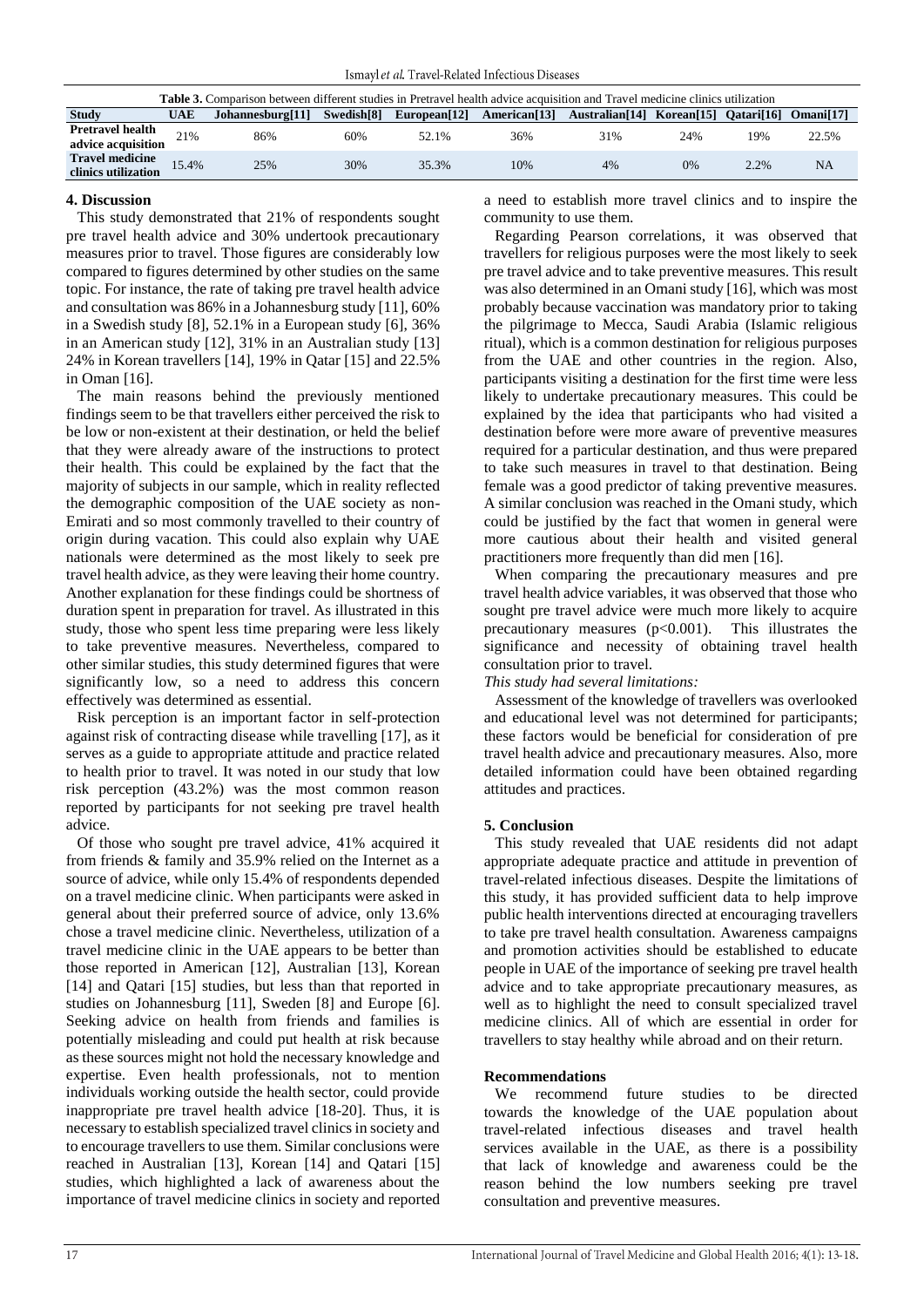**Table 3.** Comparison between different studies in Pretravel health advice acquisition and Travel medicine clinics utilization

| Study | UAE | Johannesburg[11] | Swedish[8] | European[12] | American[13] | Australian[14] | Korean[15] | Qatari[16] | Omani[17] |
|---|---|---|---|---|---|---|---|---|---|
| Pretravel health advice acquisition | 21% | 86% | 60% | 52.1% | 36% | 31% | 24% | 19% | 22.5% |
| Travel medicine clinics utilization | 15.4% | 25% | 30% | 35.3% | 10% | 4% | 0% | 2.2% | NA |

## 4. Discussion

This study demonstrated that 21% of respondents sought pre travel health advice and 30% undertook precautionary measures prior to travel. Those figures are considerably low compared to figures determined by other studies on the same topic. For instance, the rate of taking pre travel health advice and consultation was 86% in a Johannesburg study [11], 60% in a Swedish study [8], 52.1% in a European study [6], 36% in an American study [12], 31% in an Australian study [13] 24% in Korean travellers [14], 19% in Qatar [15] and 22.5% in Oman [16].

The main reasons behind the previously mentioned findings seem to be that travellers either perceived the risk to be low or non-existent at their destination, or held the belief that they were already aware of the instructions to protect their health. This could be explained by the fact that the majority of subjects in our sample, which in reality reflected the demographic composition of the UAE society as non-Emirati and so most commonly travelled to their country of origin during vacation. This could also explain why UAE nationals were determined as the most likely to seek pre travel health advice, as they were leaving their home country. Another explanation for these findings could be shortness of duration spent in preparation for travel. As illustrated in this study, those who spent less time preparing were less likely to take preventive measures. Nevertheless, compared to other similar studies, this study determined figures that were significantly low, so a need to address this concern effectively was determined as essential.

Risk perception is an important factor in self-protection against risk of contracting disease while travelling [17], as it serves as a guide to appropriate attitude and practice related to health prior to travel. It was noted in our study that low risk perception (43.2%) was the most common reason reported by participants for not seeking pre travel health advice.

Of those who sought pre travel advice, 41% acquired it from friends & family and 35.9% relied on the Internet as a source of advice, while only 15.4% of respondents depended on a travel medicine clinic. When participants were asked in general about their preferred source of advice, only 13.6% chose a travel medicine clinic. Nevertheless, utilization of a travel medicine clinic in the UAE appears to be better than those reported in American [12], Australian [13], Korean [14] and Qatari [15] studies, but less than that reported in studies on Johannesburg [11], Sweden [8] and Europe [6]. Seeking advice on health from friends and families is potentially misleading and could put health at risk because as these sources might not hold the necessary knowledge and expertise. Even health professionals, not to mention individuals working outside the health sector, could provide inappropriate pre travel health advice [18-20]. Thus, it is necessary to establish specialized travel clinics in society and to encourage travellers to use them. Similar conclusions were reached in Australian [13], Korean [14] and Qatari [15] studies, which highlighted a lack of awareness about the importance of travel medicine clinics in society and reported a need to establish more travel clinics and to inspire the community to use them.

Regarding Pearson correlations, it was observed that travellers for religious purposes were the most likely to seek pre travel advice and to take preventive measures. This result was also determined in an Omani study [16], which was most probably because vaccination was mandatory prior to taking the pilgrimage to Mecca, Saudi Arabia (Islamic religious ritual), which is a common destination for religious purposes from the UAE and other countries in the region. Also, participants visiting a destination for the first time were less likely to undertake precautionary measures. This could be explained by the idea that participants who had visited a destination before were more aware of preventive measures required for a particular destination, and thus were prepared to take such measures in travel to that destination. Being female was a good predictor of taking preventive measures. A similar conclusion was reached in the Omani study, which could be justified by the fact that women in general were more cautious about their health and visited general practitioners more frequently than did men [16].

When comparing the precautionary measures and pre travel health advice variables, it was observed that those who sought pre travel advice were much more likely to acquire precautionary measures ($p<0.001$). This illustrates the significance and necessity of obtaining travel health consultation prior to travel.

*This study had several limitations:*

Assessment of the knowledge of travellers was overlooked and educational level was not determined for participants; these factors would be beneficial for consideration of pre travel health advice and precautionary measures. Also, more detailed information could have been obtained regarding attitudes and practices.

## 5. Conclusion

This study revealed that UAE residents did not adapt appropriate adequate practice and attitude in prevention of travel-related infectious diseases. Despite the limitations of this study, it has provided sufficient data to help improve public health interventions directed at encouraging travellers to take pre travel health consultation. Awareness campaigns and promotion activities should be established to educate people in UAE of the importance of seeking pre travel health advice and to take appropriate precautionary measures, as well as to highlight the need to consult specialized travel medicine clinics. All of which are essential in order for travellers to stay healthy while abroad and on their return.

## Recommendations

We recommend future studies to be directed towards the knowledge of the UAE population about travel-related infectious diseases and travel health services available in the UAE, as there is a possibility that lack of knowledge and awareness could be the reason behind the low numbers seeking pre travel consultation and preventive measures.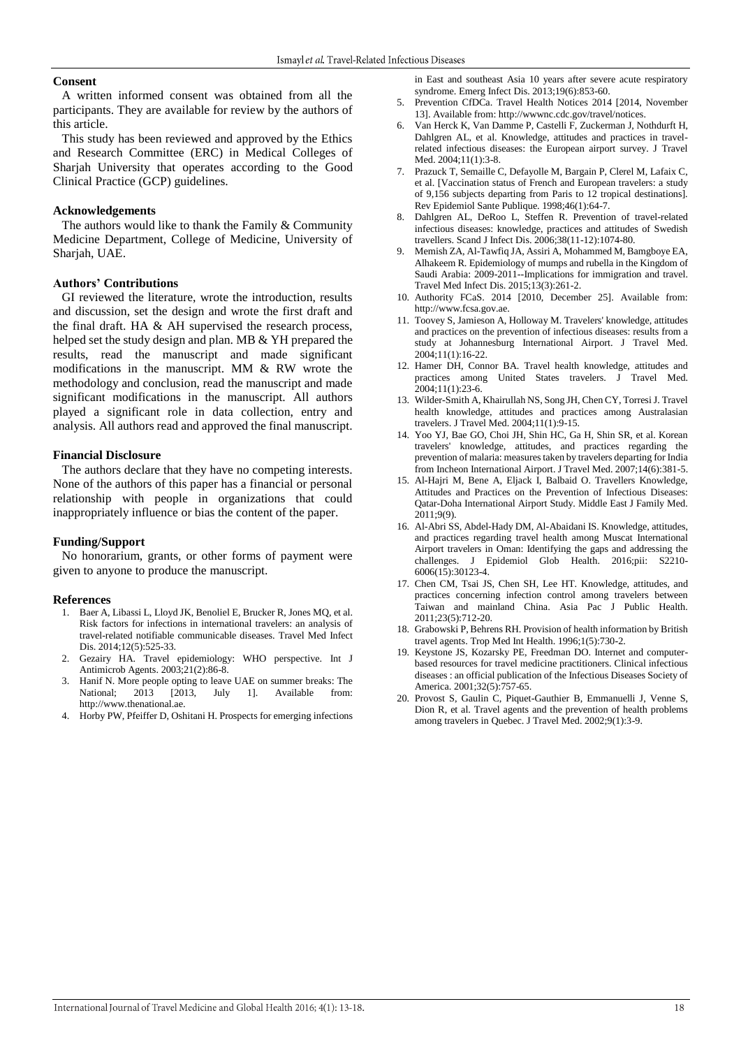### Consent

A written informed consent was obtained from all the participants. They are available for review by the authors of this article.

This study has been reviewed and approved by the Ethics and Research Committee (ERC) in Medical Colleges of Sharjah University that operates according to the Good Clinical Practice (GCP) guidelines.

### Acknowledgements

The authors would like to thank the Family & Community Medicine Department, College of Medicine, University of Sharjah, UAE.

### Authors' Contributions

GI reviewed the literature, wrote the introduction, results and discussion, set the design and wrote the first draft and the final draft. HA & AH supervised the research process, helped set the study design and plan. MB & YH prepared the results, read the manuscript and made significant modifications in the manuscript. MM & RW wrote the methodology and conclusion, read the manuscript and made significant modifications in the manuscript. All authors played a significant role in data collection, entry and analysis. All authors read and approved the final manuscript.

### Financial Disclosure

The authors declare that they have no competing interests. None of the authors of this paper has a financial or personal relationship with people in organizations that could inappropriately influence or bias the content of the paper.

### Funding/Support

No honorarium, grants, or other forms of payment were given to anyone to produce the manuscript.

### References

1. Baer A, Libassi L, Lloyd JK, Benoliel E, Brucker R, Jones MQ, et al. Risk factors for infections in international travelers: an analysis of travel-related notifiable communicable diseases. Travel Med Infect Dis. 2014;12(5):525-33.
2. Gezairy HA. Travel epidemiology: WHO perspective. Int J Antimicrob Agents. 2003;21(2):86-8.
3. Hanif N. More people opting to leave UAE on summer breaks: The National; 2013 [2013, July 1]. Available from: http://www.thenational.ae.
4. Horby PW, Pfeiffer D, Oshitani H. Prospects for emerging infections in East and southeast Asia 10 years after severe acute respiratory syndrome. Emerg Infect Dis. 2013;19(6):853-60.
5. Prevention CfDCa. Travel Health Notices 2014 [2014, November 13]. Available from: http://wwwnc.cdc.gov/travel/notices.
6. Van Herck K, Van Damme P, Castelli F, Zuckerman J, Nothdurft H, Dahlgren AL, et al. Knowledge, attitudes and practices in travel-related infectious diseases: the European airport survey. J Travel Med. 2004;11(1):3-8.
7. Prazuck T, Semaille C, Defayolle M, Bargain P, Clerel M, Lafaix C, et al. [Vaccination status of French and European travelers: a study of 9,156 subjects departing from Paris to 12 tropical destinations]. Rev Epidemiol Sante Publique. 1998;46(1):64-7.
8. Dahlgren AL, DeRoo L, Steffen R. Prevention of travel-related infectious diseases: knowledge, practices and attitudes of Swedish travellers. Scand J Infect Dis. 2006;38(11-12):1074-80.
9. Memish ZA, Al-Tawfiq JA, Assiri A, Mohammed M, Bamgboye EA, Alhakeem R. Epidemiology of mumps and rubella in the Kingdom of Saudi Arabia: 2009-2011--Implications for immigration and travel. Travel Med Infect Dis. 2015;13(3):261-2.
10. Authority FCaS. 2014 [2010, December 25]. Available from: http://www.fcsa.gov.ae.
11. Toovey S, Jamieson A, Holloway M. Travelers' knowledge, attitudes and practices on the prevention of infectious diseases: results from a study at Johannesburg International Airport. J Travel Med. 2004;11(1):16-22.
12. Hamer DH, Connor BA. Travel health knowledge, attitudes and practices among United States travelers. J Travel Med. 2004;11(1):23-6.
13. Wilder-Smith A, Khairullah NS, Song JH, Chen CY, Torresi J. Travel health knowledge, attitudes and practices among Australasian travelers. J Travel Med. 2004;11(1):9-15.
14. Yoo YJ, Bae GO, Choi JH, Shin HC, Ga H, Shin SR, et al. Korean travelers' knowledge, attitudes, and practices regarding the prevention of malaria: measures taken by travelers departing for India from Incheon International Airport. J Travel Med. 2007;14(6):381-5.
15. Al-Hajri M, Bene A, Eljack I, Balbaid O. Travellers Knowledge, Attitudes and Practices on the Prevention of Infectious Diseases: Qatar-Doha International Airport Study. Middle East J Family Med. 2011;9(9).
16. Al-Abri SS, Abdel-Hady DM, Al-Abaidani IS. Knowledge, attitudes, and practices regarding travel health among Muscat International Airport travelers in Oman: Identifying the gaps and addressing the challenges. J Epidemiol Glob Health. 2016;pii: S2210-6006(15):30123-4.
17. Chen CM, Tsai JS, Chen SH, Lee HT. Knowledge, attitudes, and practices concerning infection control among travelers between Taiwan and mainland China. Asia Pac J Public Health. 2011;23(5):712-20.
18. Grabowski P, Behrens RH. Provision of health information by British travel agents. Trop Med Int Health. 1996;1(5):730-2.
19. Keystone JS, Kozarsky PE, Freedman DO. Internet and computer-based resources for travel medicine practitioners. Clinical infectious diseases : an official publication of the Infectious Diseases Society of America. 2001;32(5):757-65.
20. Provost S, Gaulin C, Piquet-Gauthier B, Emmanuelli J, Venne S, Dion R, et al. Travel agents and the prevention of health problems among travelers in Quebec. J Travel Med. 2002;9(1):3-9.